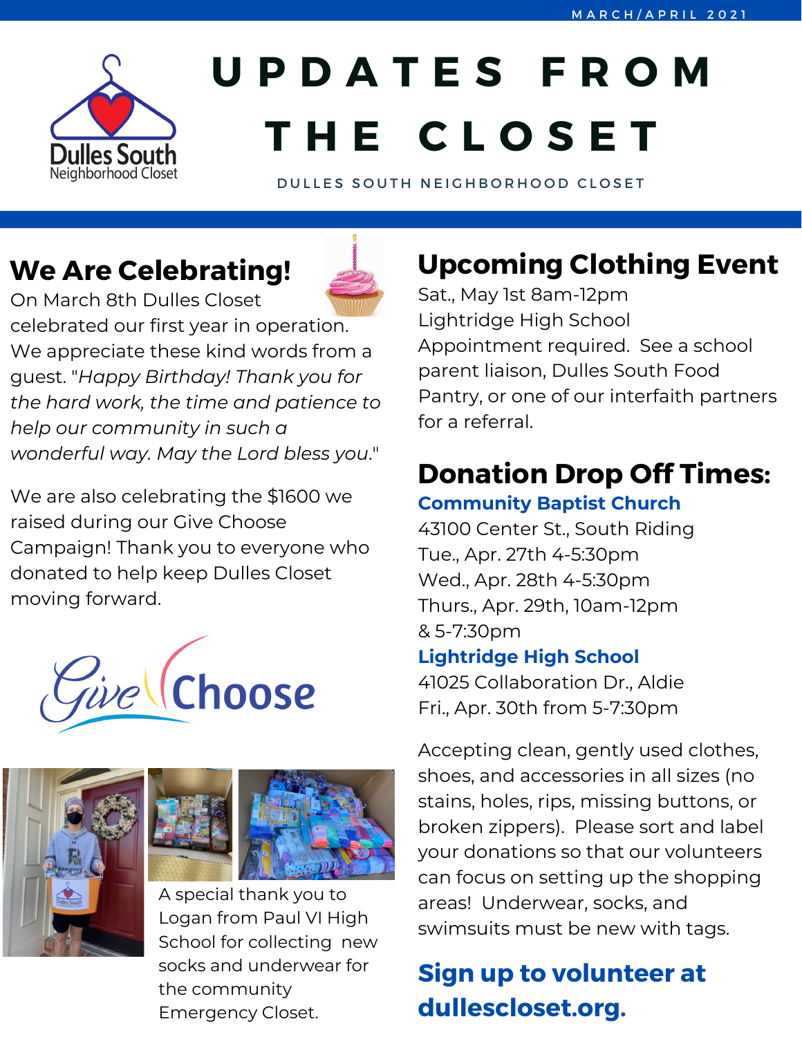MARCH/APRIL 2021

# UPDATES FROM THE CLOSET

DULLES SOUTH NEIGHBORHOOD CLOSET

## We Are Celebrating!

On March 8th Dulles Closet celebrated our first year in operation. We appreciate these kind words from a guest. "*Happy Birthday! Thank you for the hard work, the time and patience to help our community in such a wonderful way. May the Lord bless you.*"

We are also celebrating the $1600 we raised during our Give Choose Campaign! Thank you to everyone who donated to help keep Dulles Closet moving forward.

A special thank you to Logan from Paul VI High School for collecting new socks and underwear for the community Emergency Closet.

## Upcoming Clothing Event

Sat., May 1st 8am-12pm
Lightridge High School
Appointment required. See a school parent liaison, Dulles South Food Pantry, or one of our interfaith partners for a referral.

## Donation Drop Off Times:

**Community Baptist Church**
43100 Center St., South Riding
Tue., Apr. 27th 4-5:30pm
Wed., Apr. 28th 4-5:30pm
Thurs., Apr. 29th, 10am-12pm & 5-7:30pm

**Lightridge High School**
41025 Collaboration Dr., Aldie
Fri., Apr. 30th from 5-7:30pm

Accepting clean, gently used clothes, shoes, and accessories in all sizes (no stains, holes, rips, missing buttons, or broken zippers). Please sort and label your donations so that our volunteers can focus on setting up the shopping areas! Underwear, socks, and swimsuits must be new with tags.

**Sign up to volunteer at dullescloset.org.**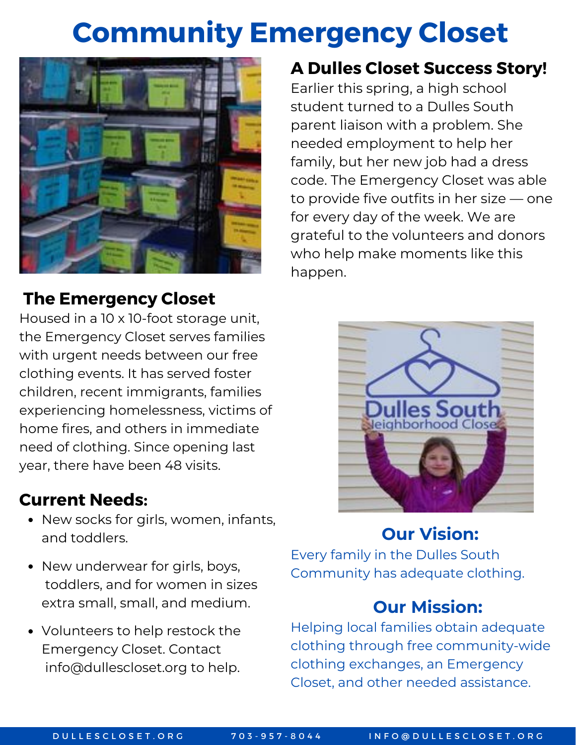# Community Emergency Closet

## A Dulles Closet Success Story!

Earlier this spring, a high school student turned to a Dulles South parent liaison with a problem. She needed employment to help her family, but her new job had a dress code. The Emergency Closet was able to provide five outfits in her size — one for every day of the week. We are grateful to the volunteers and donors who help make moments like this happen.

## The Emergency Closet

Housed in a 10 x 10-foot storage unit, the Emergency Closet serves families with urgent needs between our free clothing events. It has served foster children, recent immigrants, families experiencing homelessness, victims of home fires, and others in immediate need of clothing. Since opening last year, there have been 48 visits.

## Current Needs:

- New socks for girls, women, infants, and toddlers.
- New underwear for girls, boys, toddlers, and for women in sizes extra small, small, and medium.
- Volunteers to help restock the Emergency Closet. Contact info@dullescloset.org to help.

## Our Vision:

Every family in the Dulles South Community has adequate clothing.

## Our Mission:

Helping local families obtain adequate clothing through free community-wide clothing exchanges, an Emergency Closet, and other needed assistance.

DULLESCLOSET.ORG 703-957-8044 INFO@DULLESCLOSET.ORG